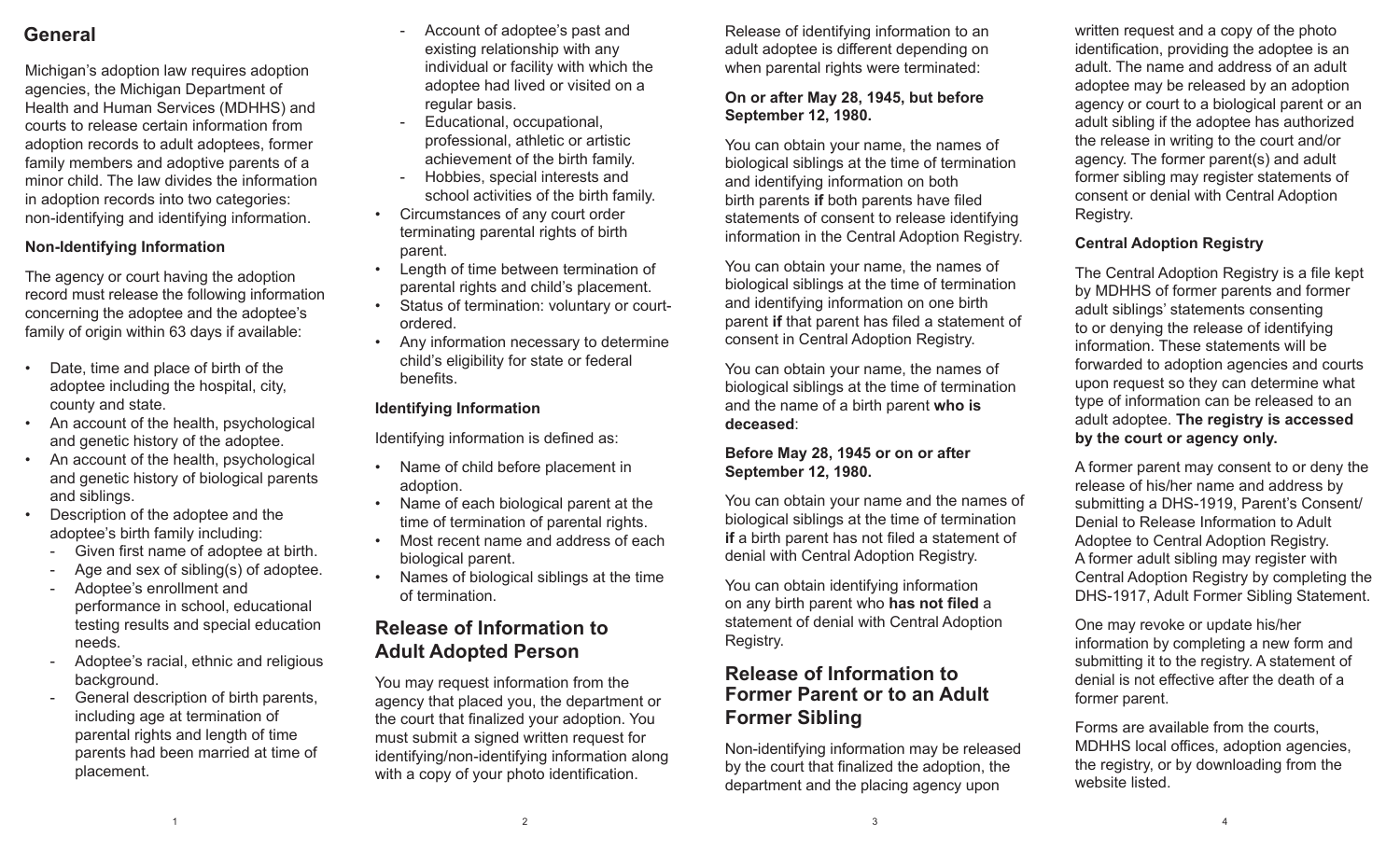## General

Michigan's adoption law requires adoption agencies, the Michigan Department of Health and Human Services (MDHHS) and courts to release certain information from adoption records to adult adoptees, former family members and adoptive parents of a minor child. The law divides the information in adoption records into two categories: non-identifying and identifying information.

### Non-Identifying Information

The agency or court having the adoption record must release the following information concerning the adoptee and the adoptee's family of origin within 63 days if available:

- Date, time and place of birth of the adoptee including the hospital, city, county and state.
- An account of the health, psychological and genetic history of the adoptee.
- An account of the health, psychological and genetic history of biological parents and siblings.
- Description of the adoptee and the adoptee's birth family including:
  - Given first name of adoptee at birth.
  - Age and sex of sibling(s) of adoptee.
  - Adoptee's enrollment and performance in school, educational testing results and special education needs.
  - Adoptee's racial, ethnic and religious background.
  - General description of birth parents, including age at termination of parental rights and length of time parents had been married at time of placement.
  - Account of adoptee's past and existing relationship with any individual or facility with which the adoptee had lived or visited on a regular basis.
  - Educational, occupational, professional, athletic or artistic achievement of the birth family.
  - Hobbies, special interests and school activities of the birth family.
- Circumstances of any court order terminating parental rights of birth parent.
- Length of time between termination of parental rights and child's placement.
- Status of termination: voluntary or court-ordered.
- Any information necessary to determine child's eligibility for state or federal benefits.

### Identifying Information

Identifying information is defined as:

- Name of child before placement in adoption.
- Name of each biological parent at the time of termination of parental rights.
- Most recent name and address of each biological parent.
- Names of biological siblings at the time of termination.

## Release of Information to Adult Adopted Person

You may request information from the agency that placed you, the department or the court that finalized your adoption. You must submit a signed written request for identifying/non-identifying information along with a copy of your photo identification.

Release of identifying information to an adult adoptee is different depending on when parental rights were terminated:

**On or after May 28, 1945, but before September 12, 1980.**

You can obtain your name, the names of biological siblings at the time of termination and identifying information on both birth parents **if** both parents have filed statements of consent to release identifying information in the Central Adoption Registry.

You can obtain your name, the names of biological siblings at the time of termination and identifying information on one birth parent **if** that parent has filed a statement of consent in Central Adoption Registry.

You can obtain your name, the names of biological siblings at the time of termination and the name of a birth parent **who is deceased**:

**Before May 28, 1945 or on or after September 12, 1980.**

You can obtain your name and the names of biological siblings at the time of termination **if** a birth parent has not filed a statement of denial with Central Adoption Registry.

You can obtain identifying information on any birth parent who **has not filed** a statement of denial with Central Adoption Registry.

## Release of Information to Former Parent or to an Adult Former Sibling

Non-identifying information may be released by the court that finalized the adoption, the department and the placing agency upon written request and a copy of the photo identification, providing the adoptee is an adult. The name and address of an adult adoptee may be released by an adoption agency or court to a biological parent or an adult sibling if the adoptee has authorized the release in writing to the court and/or agency. The former parent(s) and adult former sibling may register statements of consent or denial with Central Adoption Registry.

### Central Adoption Registry

The Central Adoption Registry is a file kept by MDHHS of former parents and former adult siblings' statements consenting to or denying the release of identifying information. These statements will be forwarded to adoption agencies and courts upon request so they can determine what type of information can be released to an adult adoptee. **The registry is accessed by the court or agency only.**

A former parent may consent to or deny the release of his/her name and address by submitting a DHS-1919, Parent's Consent/Denial to Release Information to Adult Adoptee to Central Adoption Registry. A former adult sibling may register with Central Adoption Registry by completing the DHS-1917, Adult Former Sibling Statement.

One may revoke or update his/her information by completing a new form and submitting it to the registry. A statement of denial is not effective after the death of a former parent.

Forms are available from the courts, MDHHS local offices, adoption agencies, the registry, or by downloading from the website listed.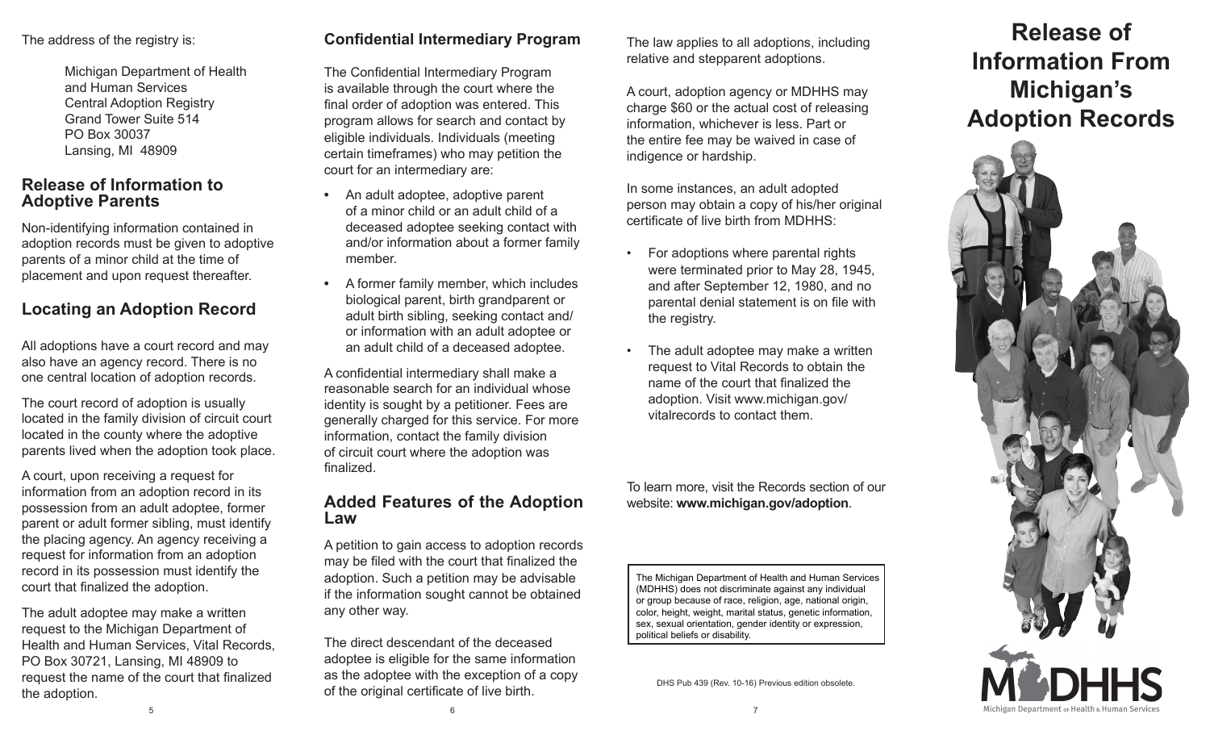The address of the registry is:

Michigan Department of Health
and Human Services
Central Adoption Registry
Grand Tower Suite 514
PO Box 30037
Lansing, MI 48909

## Release of Information to Adoptive Parents

Non-identifying information contained in adoption records must be given to adoptive parents of a minor child at the time of placement and upon request thereafter.

## Locating an Adoption Record

All adoptions have a court record and may also have an agency record. There is no one central location of adoption records.

The court record of adoption is usually located in the family division of circuit court located in the county where the adoptive parents lived when the adoption took place.

A court, upon receiving a request for information from an adoption record in its possession from an adult adoptee, former parent or adult former sibling, must identify the placing agency. An agency receiving a request for information from an adoption record in its possession must identify the court that finalized the adoption.

The adult adoptee may make a written request to the Michigan Department of Health and Human Services, Vital Records, PO Box 30721, Lansing, MI 48909 to request the name of the court that finalized the adoption.

## Confidential Intermediary Program

The Confidential Intermediary Program is available through the court where the final order of adoption was entered. This program allows for search and contact by eligible individuals. Individuals (meeting certain timeframes) who may petition the court for an intermediary are:

- An adult adoptee, adoptive parent of a minor child or an adult child of a deceased adoptee seeking contact with and/or information about a former family member.
- A former family member, which includes biological parent, birth grandparent or adult birth sibling, seeking contact and/or information with an adult adoptee or an adult child of a deceased adoptee.

A confidential intermediary shall make a reasonable search for an individual whose identity is sought by a petitioner. Fees are generally charged for this service. For more information, contact the family division of circuit court where the adoption was finalized.

## Added Features of the Adoption Law

A petition to gain access to adoption records may be filed with the court that finalized the adoption. Such a petition may be advisable if the information sought cannot be obtained any other way.

The direct descendant of the deceased adoptee is eligible for the same information as the adoptee with the exception of a copy of the original certificate of live birth.

The law applies to all adoptions, including relative and stepparent adoptions.

A court, adoption agency or MDHHS may charge $60 or the actual cost of releasing information, whichever is less. Part or the entire fee may be waived in case of indigence or hardship.

In some instances, an adult adopted person may obtain a copy of his/her original certificate of live birth from MDHHS:

- For adoptions where parental rights were terminated prior to May 28, 1945, and after September 12, 1980, and no parental denial statement is on file with the registry.
- The adult adoptee may make a written request to Vital Records to obtain the name of the court that finalized the adoption. Visit www.michigan.gov/vitalrecords to contact them.

To learn more, visit the Records section of our website: **www.michigan.gov/adoption**.

The Michigan Department of Health and Human Services (MDHHS) does not discriminate against any individual or group because of race, religion, age, national origin, color, height, weight, marital status, genetic information, sex, sexual orientation, gender identity or expression, political beliefs or disability.

DHS Pub 439 (Rev. 10-16) Previous edition obsolete.

# Release of Information From Michigan's Adoption Records

MDHHS
Michigan Department of Health & Human Services